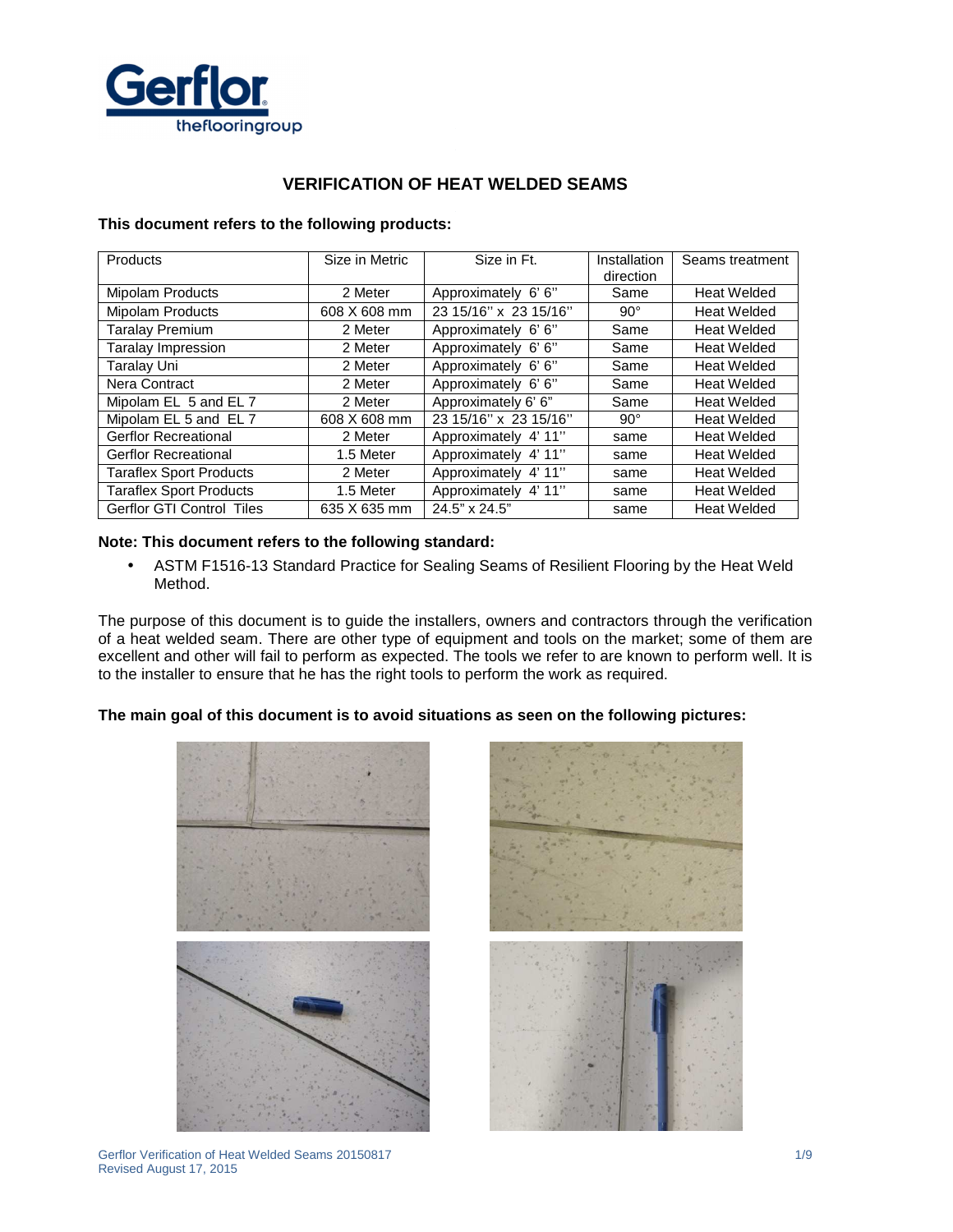# VERIFICATION OF HEAT WELDED SEAMS

**This document refers to the following products:**

| Products | Size in Metric | Size in Ft. | Installation direction | Seams treatment |
|---|---|---|---|---|
| Mipolam Products | 2 Meter | Approximately 6' 6" | Same | Heat Welded |
| Mipolam Products | 608 X 608 mm | 23 15/16" x 23 15/16" | 90° | Heat Welded |
| Taralay Premium | 2 Meter | Approximately 6' 6" | Same | Heat Welded |
| Taralay Impression | 2 Meter | Approximately 6' 6" | Same | Heat Welded |
| Taralay Uni | 2 Meter | Approximately 6' 6" | Same | Heat Welded |
| Nera Contract | 2 Meter | Approximately 6' 6" | Same | Heat Welded |
| Mipolam EL 5 and EL 7 | 2 Meter | Approximately 6' 6" | Same | Heat Welded |
| Mipolam EL 5 and EL 7 | 608 X 608 mm | 23 15/16" x 23 15/16" | 90° | Heat Welded |
| Gerflor Recreational | 2 Meter | Approximately 4' 11" | same | Heat Welded |
| Gerflor Recreational | 1.5 Meter | Approximately 4' 11" | same | Heat Welded |
| Taraflex Sport Products | 2 Meter | Approximately 4' 11" | same | Heat Welded |
| Taraflex Sport Products | 1.5 Meter | Approximately 4' 11" | same | Heat Welded |
| Gerflor GTI Control Tiles | 635 X 635 mm | 24.5" x 24.5" | same | Heat Welded |

**Note: This document refers to the following standard:**

- ASTM F1516-13 Standard Practice for Sealing Seams of Resilient Flooring by the Heat Weld Method.

The purpose of this document is to guide the installers, owners and contractors through the verification of a heat welded seam. There are other type of equipment and tools on the market; some of them are excellent and other will fail to perform as expected. The tools we refer to are known to perform well. It is to the installer to ensure that he has the right tools to perform the work as required.

**The main goal of this document is to avoid situations as seen on the following pictures:**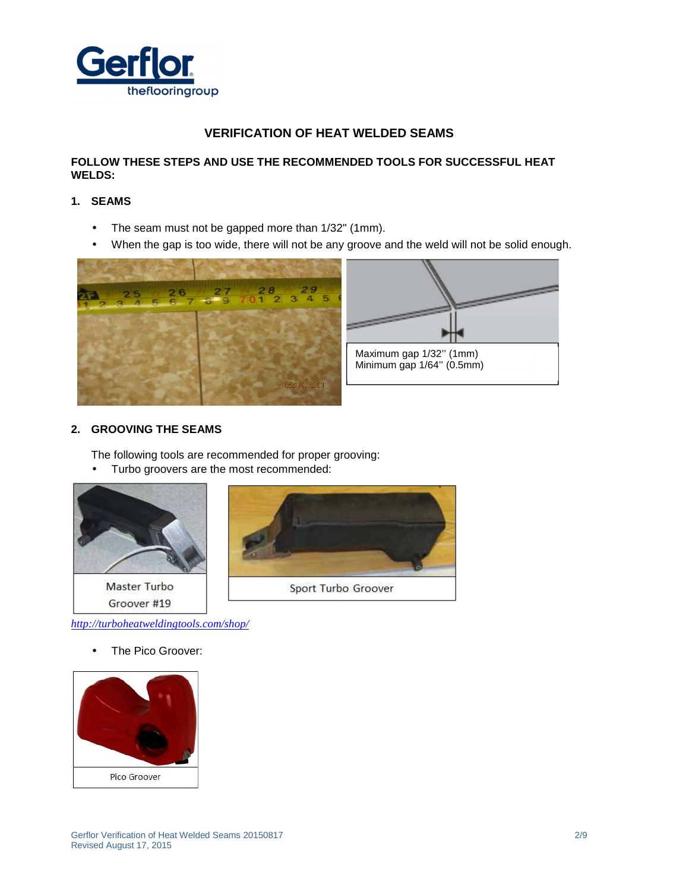## VERIFICATION OF HEAT WELDED SEAMS

**FOLLOW THESE STEPS AND USE THE RECOMMENDED TOOLS FOR SUCCESSFUL HEAT WELDS:**

### 1. SEAMS

- The seam must not be gapped more than 1/32" (1mm).
- When the gap is too wide, there will not be any groove and the weld will not be solid enough.

Maximum gap 1/32'' (1mm)
Minimum gap 1/64'' (0.5mm)

### 2. GROOVING THE SEAMS

The following tools are recommended for proper grooving:

- Turbo groovers are the most recommended:

Master Turbo Groover #19

Sport Turbo Groover

*http://turboheatweldingtools.com/shop/*

- The Pico Groover:

Pico Groover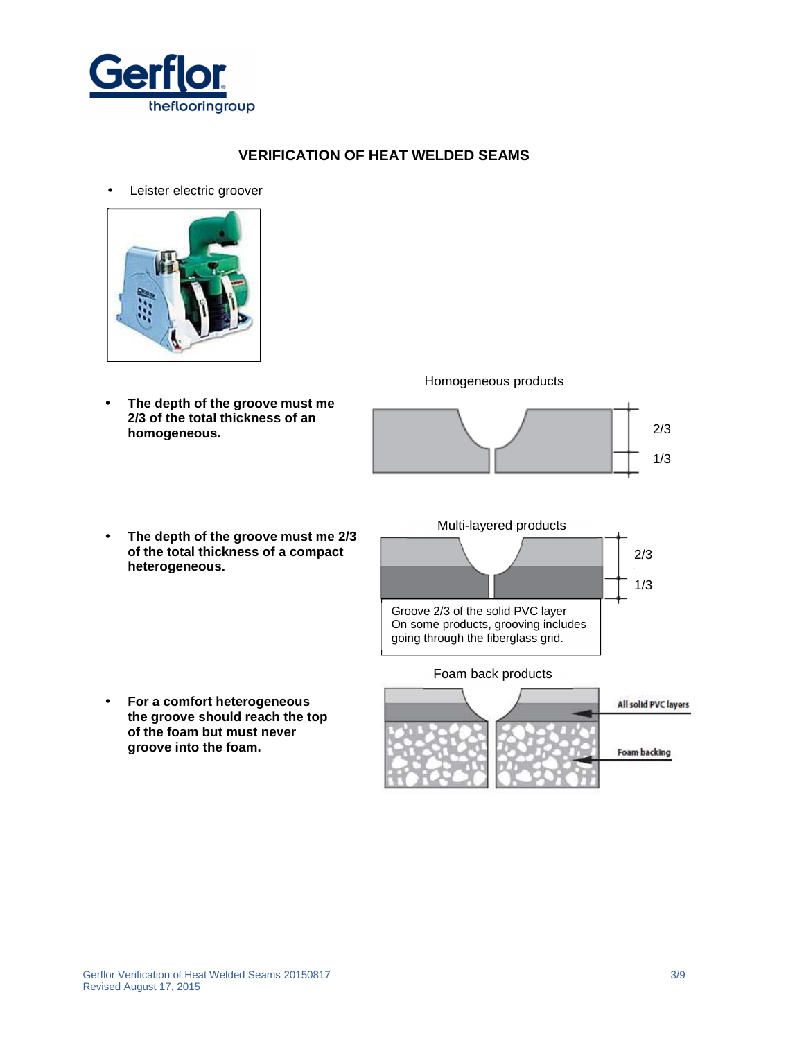# VERIFICATION OF HEAT WELDED SEAMS

- Leister electric groover

- **The depth of the groove must me 2/3 of the total thickness of an homogeneous.**

Homogeneous products

2/3

1/3

- **The depth of the groove must me 2/3 of the total thickness of a compact heterogeneous.**

Multi-layered products

2/3

1/3

Groove 2/3 of the solid PVC layer
On some products, grooving includes going through the fiberglass grid.

- **For a comfort heterogeneous the groove should reach the top of the foam but must never groove into the foam.**

Foam back products

All solid PVC layers

Foam backing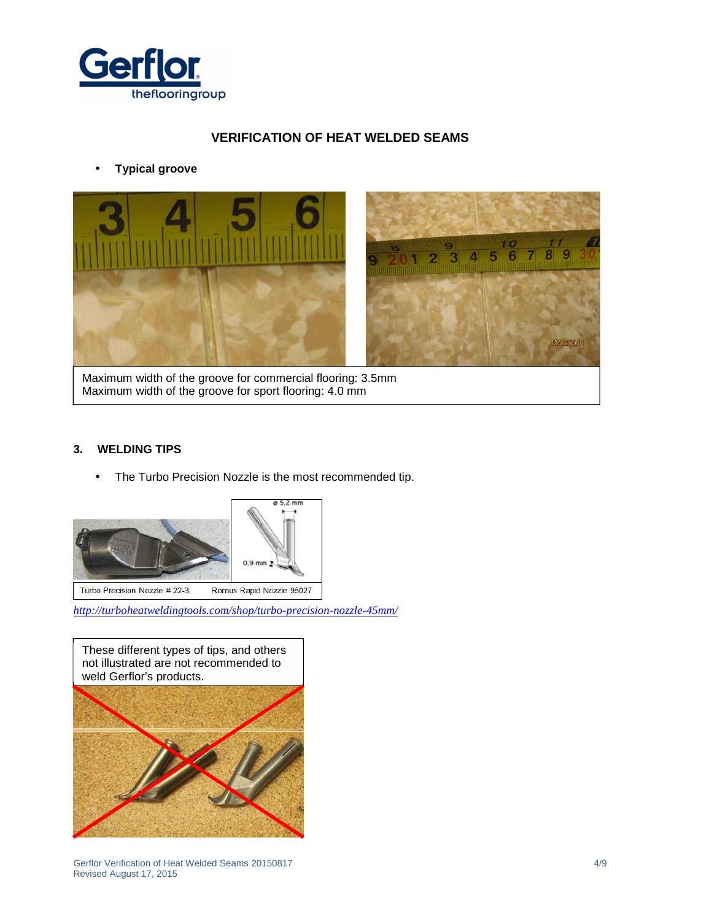## VERIFICATION OF HEAT WELDED SEAMS

- **Typical groove**

Maximum width of the groove for commercial flooring: 3.5mm
Maximum width of the groove for sport flooring: 4.0 mm

## 3. WELDING TIPS

- The Turbo Precision Nozzle is the most recommended tip.

Turbo Precision Nozzle # 22-3 Romus Rapid Nozzle 95027

*http://turboheatweldingtools.com/shop/turbo-precision-nozzle-45mm/*

These different types of tips, and others not illustrated are not recommended to weld Gerflor's products.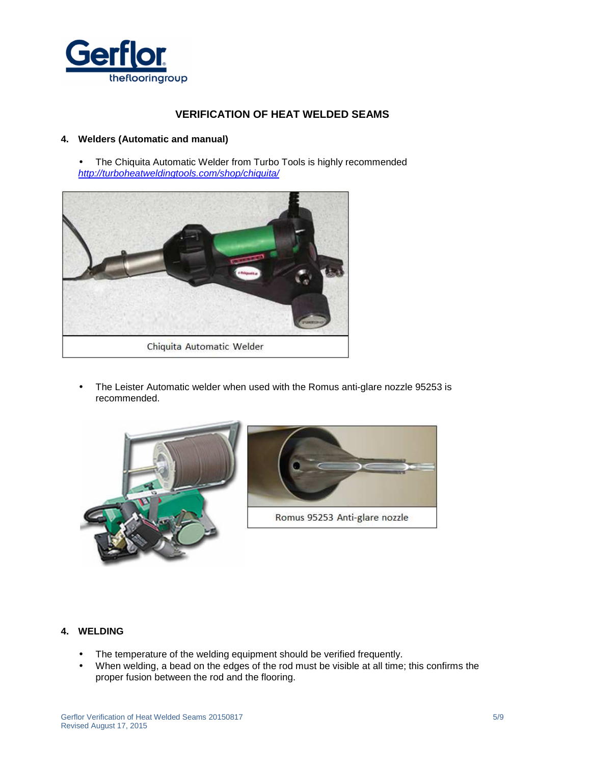## VERIFICATION OF HEAT WELDED SEAMS

### 4. Welders (Automatic and manual)

- The Chiquita Automatic Welder from Turbo Tools is highly recommended
http://turboheatweldingtools.com/shop/chiquita/

Chiquita Automatic Welder

- The Leister Automatic welder when used with the Romus anti-glare nozzle 95253 is recommended.

Romus 95253 Anti-glare nozzle

### 4. WELDING

- The temperature of the welding equipment should be verified frequently.
- When welding, a bead on the edges of the rod must be visible at all time; this confirms the proper fusion between the rod and the flooring.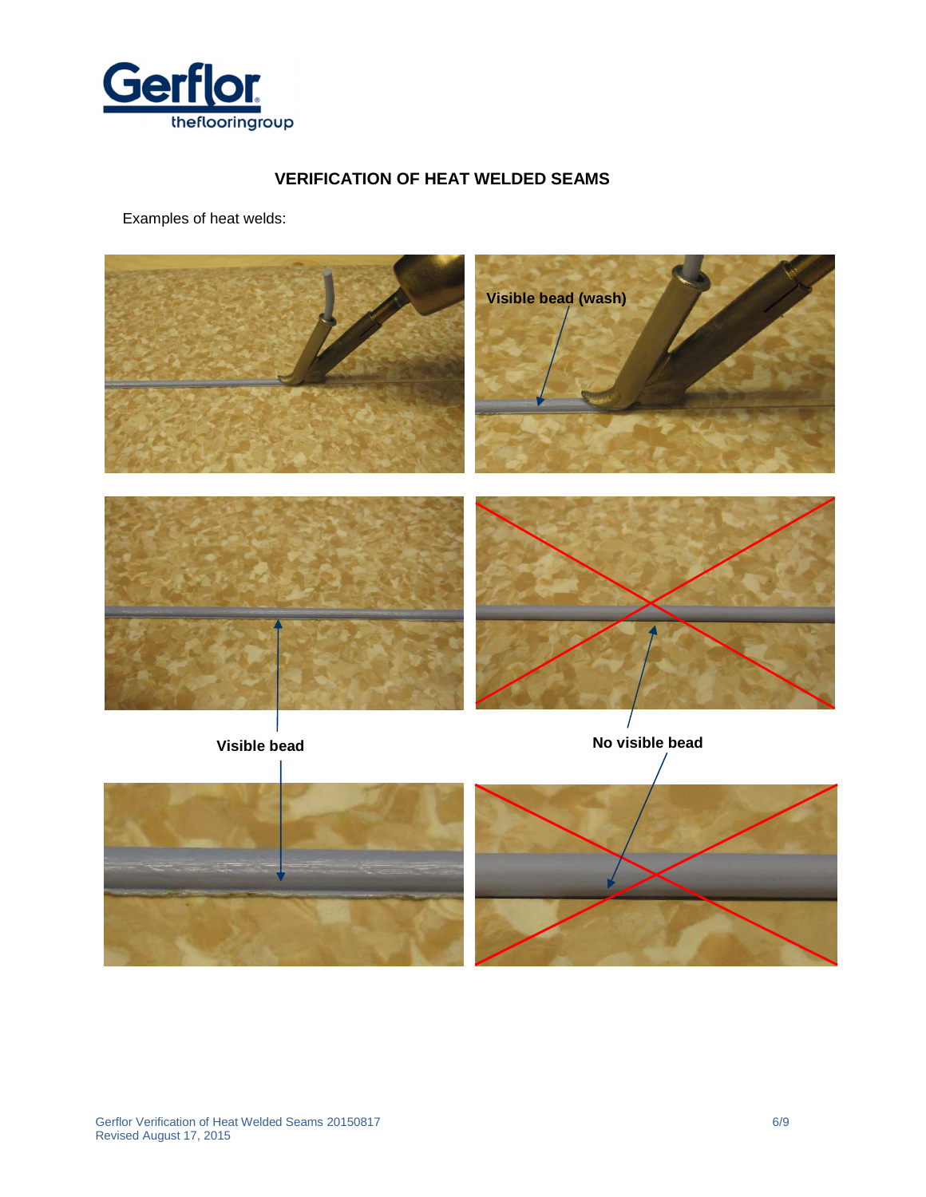## VERIFICATION OF HEAT WELDED SEAMS

Examples of heat welds:

Visible bead (wash)

Visible bead

No visible bead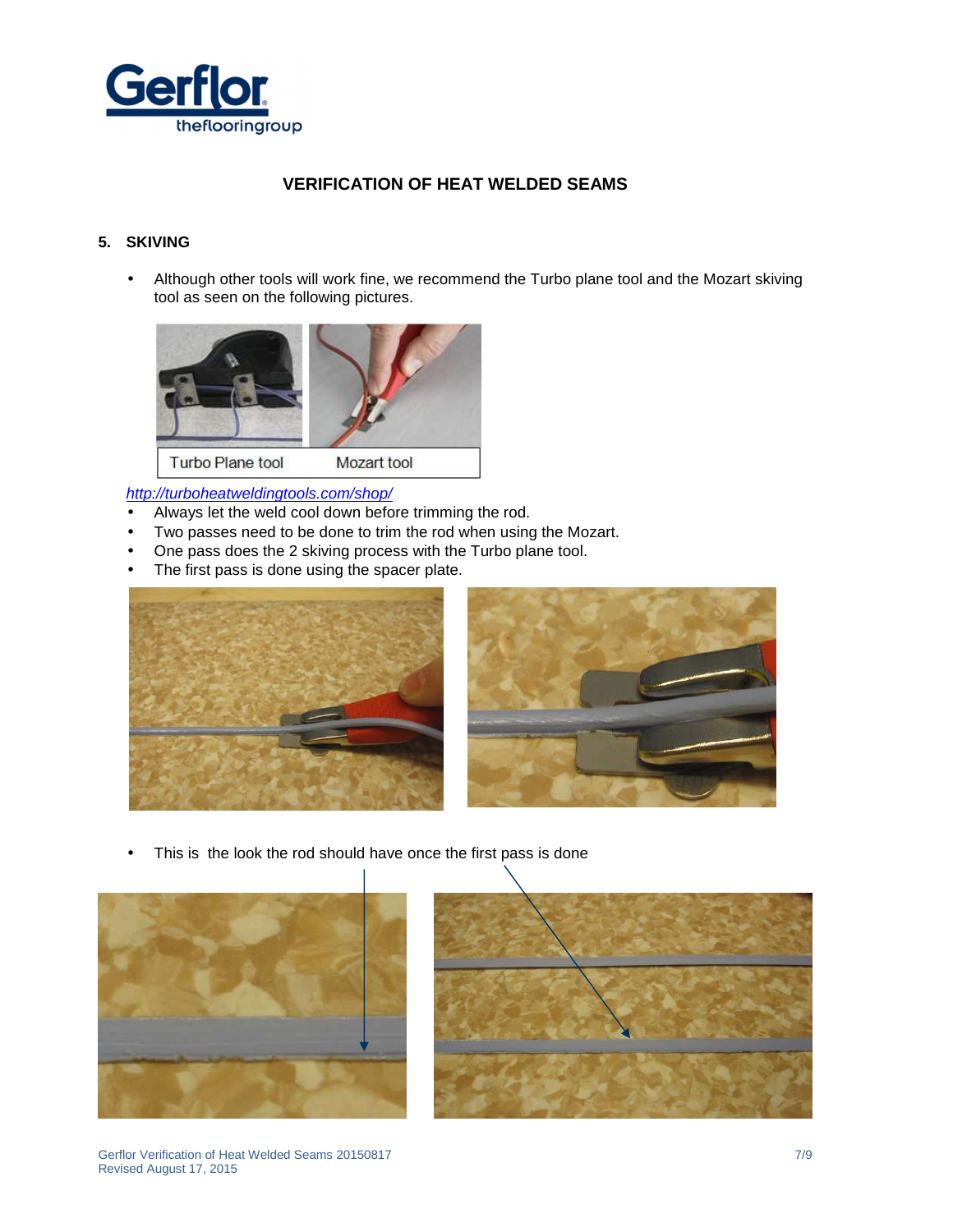## VERIFICATION OF HEAT WELDED SEAMS

### 5. SKIVING

- Although other tools will work fine, we recommend the Turbo plane tool and the Mozart skiving tool as seen on the following pictures.

| Turbo Plane tool | Mozart tool |
| --- | --- |

*http://turboheatweldingtools.com/shop/*

- Always let the weld cool down before trimming the rod.
- Two passes need to be done to trim the rod when using the Mozart.
- One pass does the 2 skiving process with the Turbo plane tool.
- The first pass is done using the spacer plate.

- This is  the look the rod should have once the first pass is done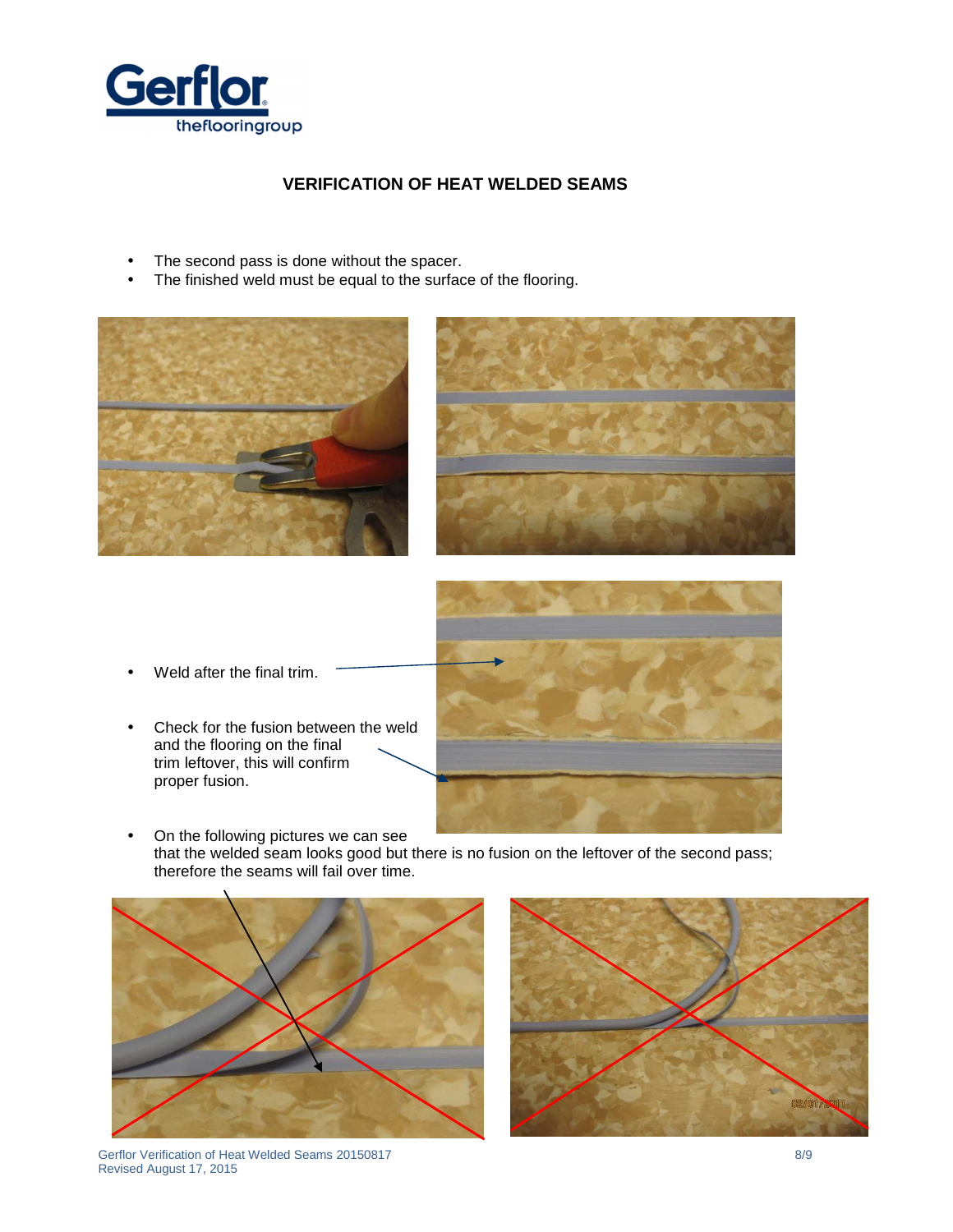## VERIFICATION OF HEAT WELDED SEAMS

- The second pass is done without the spacer.
- The finished weld must be equal to the surface of the flooring.

- Weld after the final trim.

- Check for the fusion between the weld and the flooring on the final trim leftover, this will confirm proper fusion.

- On the following pictures we can see that the welded seam looks good but there is no fusion on the leftover of the second pass; therefore the seams will fail over time.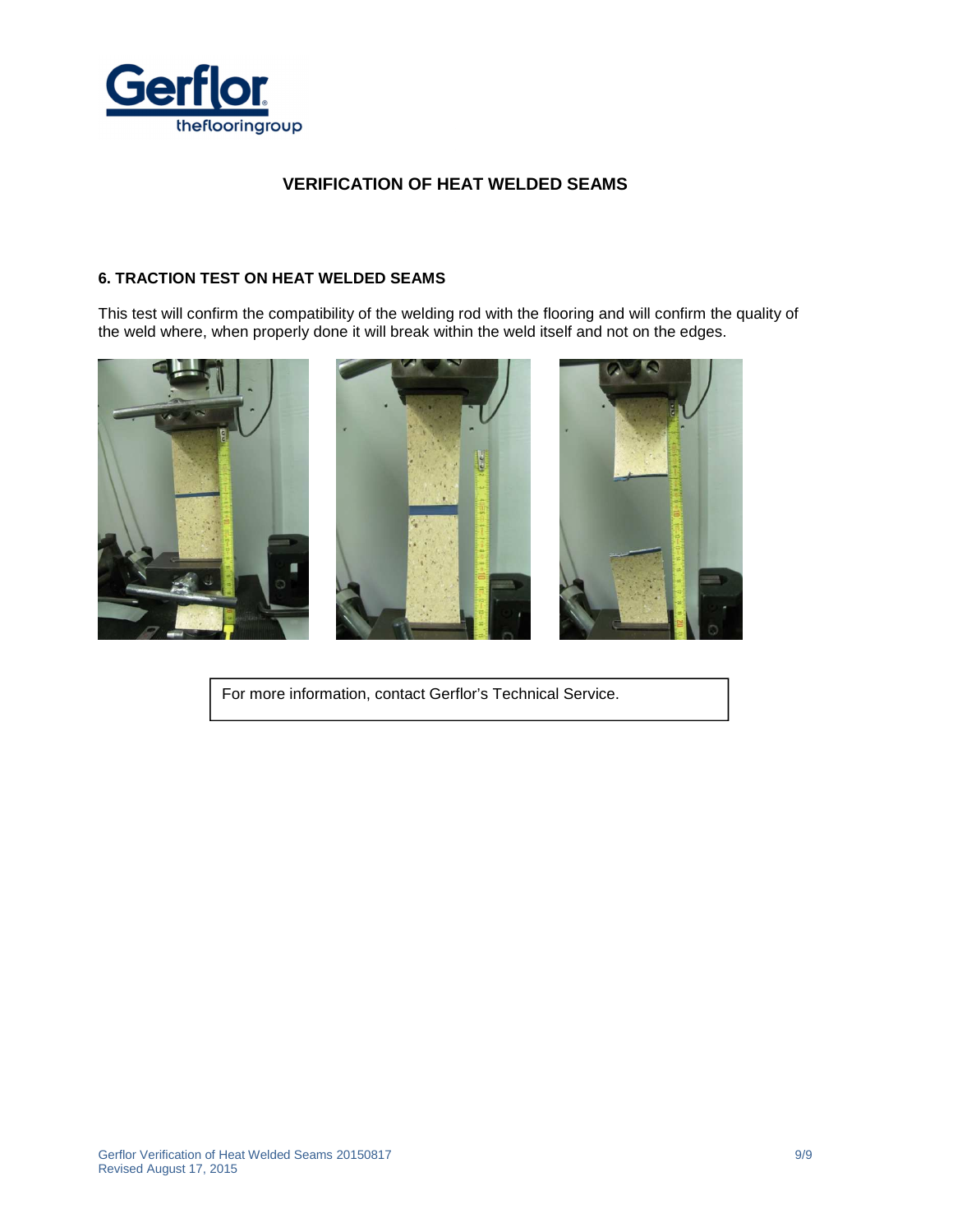## VERIFICATION OF HEAT WELDED SEAMS

### 6. TRACTION TEST ON HEAT WELDED SEAMS

This test will confirm the compatibility of the welding rod with the flooring and will confirm the quality of the weld where, when properly done it will break within the weld itself and not on the edges.

For more information, contact Gerflor's Technical Service.

Gerflor Verification of Heat Welded Seams 20150817
Revised August 17, 2015